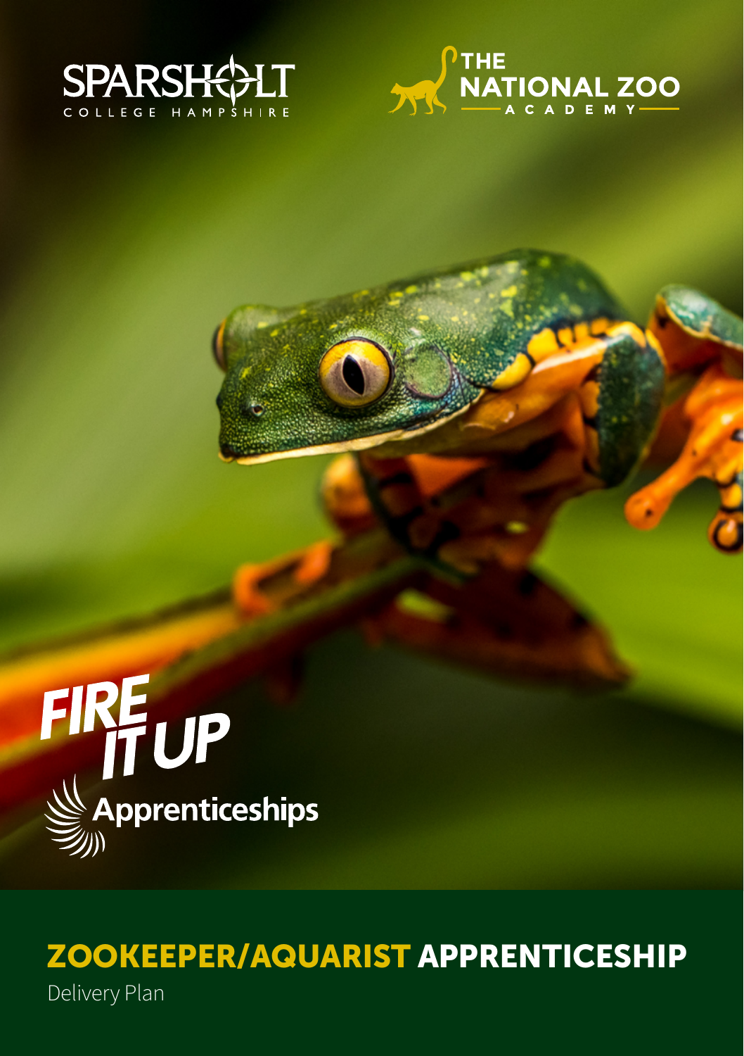SPARSHOLT COLLEGE HAMPSHIRE

THE NATIONAL ZOO ACADEMY

FIRE IT UP

Apprenticeships

# ZOOKEEPER/AQUARIST APPRENTICESHIP

Delivery Plan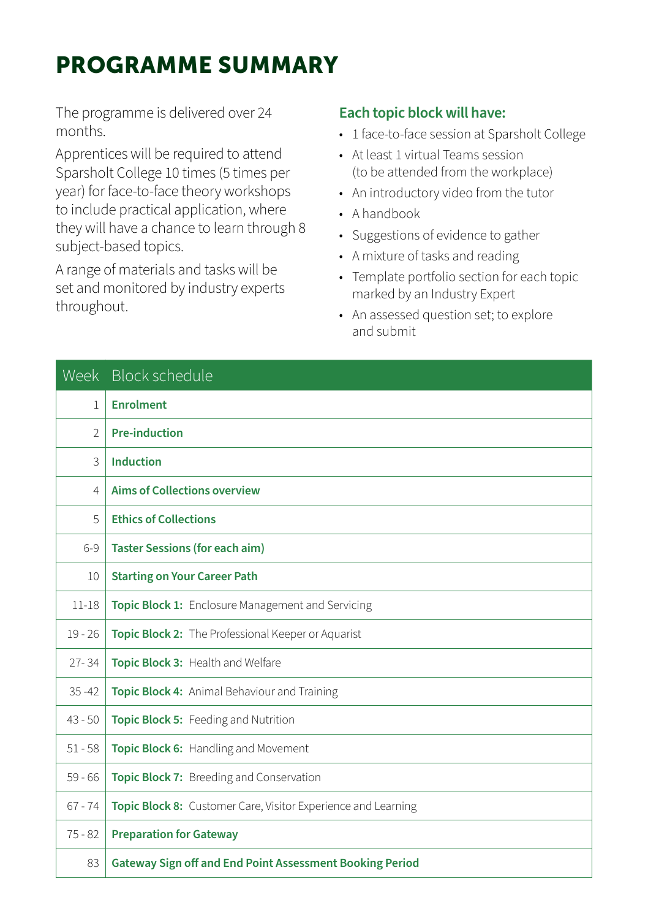# PROGRAMME SUMMARY

The programme is delivered over 24 months.

Apprentices will be required to attend Sparsholt College 10 times (5 times per year) for face-to-face theory workshops to include practical application, where they will have a chance to learn through 8 subject-based topics.

A range of materials and tasks will be set and monitored by industry experts throughout.

### Each topic block will have:

- 1 face-to-face session at Sparsholt College
- At least 1 virtual Teams session (to be attended from the workplace)
- An introductory video from the tutor
- A handbook
- Suggestions of evidence to gather
- A mixture of tasks and reading
- Template portfolio section for each topic marked by an Industry Expert
- An assessed question set; to explore and submit

| Week | Block schedule |
| --- | --- |
| 1 | **Enrolment** |
| 2 | **Pre-induction** |
| 3 | **Induction** |
| 4 | **Aims of Collections overview** |
| 5 | **Ethics of Collections** |
| 6-9 | **Taster Sessions (for each aim)** |
| 10 | **Starting on Your Career Path** |
| 11-18 | **Topic Block 1:** Enclosure Management and Servicing |
| 19 - 26 | **Topic Block 2:** The Professional Keeper or Aquarist |
| 27- 34 | **Topic Block 3:** Health and Welfare |
| 35 -42 | **Topic Block 4:** Animal Behaviour and Training |
| 43 - 50 | **Topic Block 5:** Feeding and Nutrition |
| 51 - 58 | **Topic Block 6:** Handling and Movement |
| 59 - 66 | **Topic Block 7:** Breeding and Conservation |
| 67 - 74 | **Topic Block 8:** Customer Care, Visitor Experience and Learning |
| 75 - 82 | **Preparation for Gateway** |
| 83 | **Gateway Sign off and End Point Assessment Booking Period** |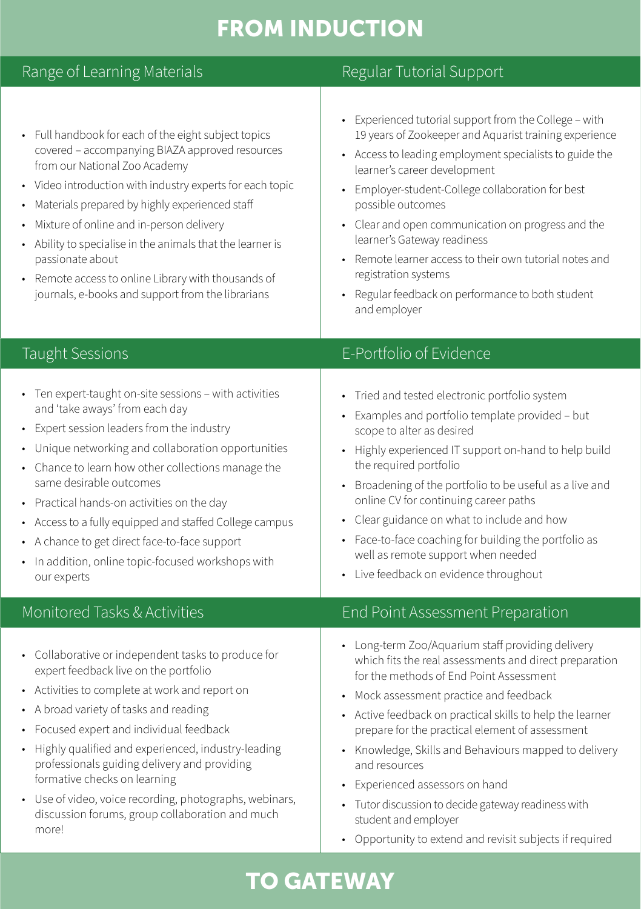# FROM INDUCTION

## Range of Learning Materials

- Full handbook for each of the eight subject topics covered – accompanying BIAZA approved resources from our National Zoo Academy
- Video introduction with industry experts for each topic
- Materials prepared by highly experienced staff
- Mixture of online and in-person delivery
- Ability to specialise in the animals that the learner is passionate about
- Remote access to online Library with thousands of journals, e-books and support from the librarians

## Regular Tutorial Support

- Experienced tutorial support from the College – with 19 years of Zookeeper and Aquarist training experience
- Access to leading employment specialists to guide the learner's career development
- Employer-student-College collaboration for best possible outcomes
- Clear and open communication on progress and the learner's Gateway readiness
- Remote learner access to their own tutorial notes and registration systems
- Regular feedback on performance to both student and employer

## Taught Sessions

- Ten expert-taught on-site sessions – with activities and 'take aways' from each day
- Expert session leaders from the industry
- Unique networking and collaboration opportunities
- Chance to learn how other collections manage the same desirable outcomes
- Practical hands-on activities on the day
- Access to a fully equipped and staffed College campus
- A chance to get direct face-to-face support
- In addition, online topic-focused workshops with our experts

## E-Portfolio of Evidence

- Tried and tested electronic portfolio system
- Examples and portfolio template provided – but scope to alter as desired
- Highly experienced IT support on-hand to help build the required portfolio
- Broadening of the portfolio to be useful as a live and online CV for continuing career paths
- Clear guidance on what to include and how
- Face-to-face coaching for building the portfolio as well as remote support when needed
- Live feedback on evidence throughout

## Monitored Tasks & Activities

- Collaborative or independent tasks to produce for expert feedback live on the portfolio
- Activities to complete at work and report on
- A broad variety of tasks and reading
- Focused expert and individual feedback
- Highly qualified and experienced, industry-leading professionals guiding delivery and providing formative checks on learning
- Use of video, voice recording, photographs, webinars, discussion forums, group collaboration and much more!

## End Point Assessment Preparation

- Long-term Zoo/Aquarium staff providing delivery which fits the real assessments and direct preparation for the methods of End Point Assessment
- Mock assessment practice and feedback
- Active feedback on practical skills to help the learner prepare for the practical element of assessment
- Knowledge, Skills and Behaviours mapped to delivery and resources
- Experienced assessors on hand
- Tutor discussion to decide gateway readiness with student and employer
- Opportunity to extend and revisit subjects if required

# TO GATEWAY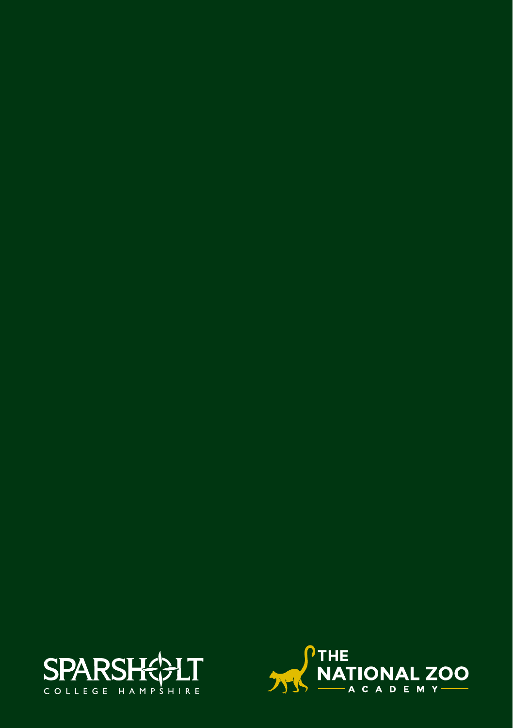SPARSHOLT
COLLEGE HAMPSHIRE

THE
NATIONAL ZOO
ACADEMY